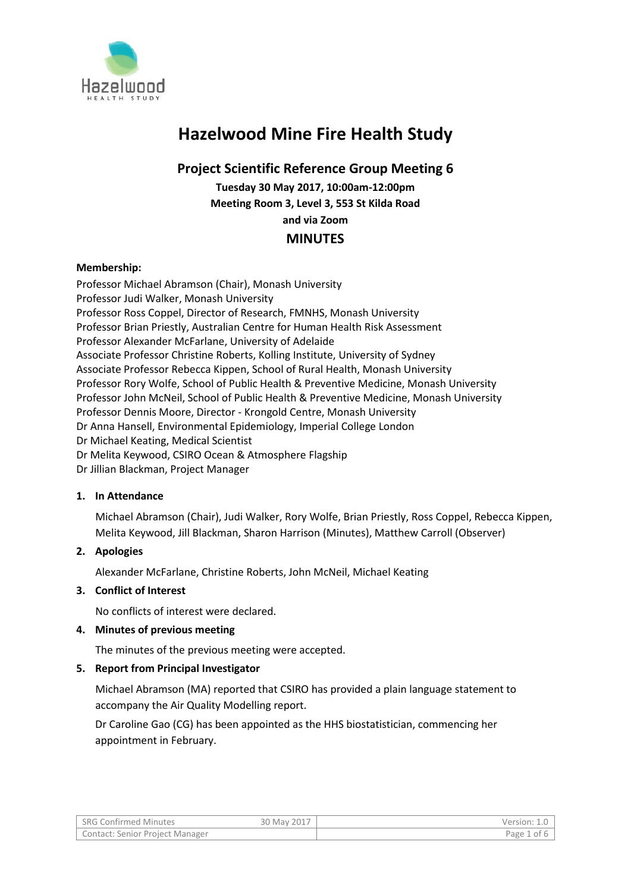# Hazelwood Mine Fire Health Study

## Project Scientific Reference Group Meeting 6

**Tuesday 30 May 2017, 10:00am-12:00pm**
**Meeting Room 3, Level 3, 553 St Kilda Road**
**and via Zoom**

### MINUTES

**Membership:**

Professor Michael Abramson (Chair), Monash University
Professor Judi Walker, Monash University
Professor Ross Coppel, Director of Research, FMNHS, Monash University
Professor Brian Priestly, Australian Centre for Human Health Risk Assessment
Professor Alexander McFarlane, University of Adelaide
Associate Professor Christine Roberts, Kolling Institute, University of Sydney
Associate Professor Rebecca Kippen, School of Rural Health, Monash University
Professor Rory Wolfe, School of Public Health & Preventive Medicine, Monash University
Professor John McNeil, School of Public Health & Preventive Medicine, Monash University
Professor Dennis Moore, Director - Krongold Centre, Monash University
Dr Anna Hansell, Environmental Epidemiology, Imperial College London
Dr Michael Keating, Medical Scientist
Dr Melita Keywood, CSIRO Ocean & Atmosphere Flagship
Dr Jillian Blackman, Project Manager

1. **In Attendance**

   Michael Abramson (Chair), Judi Walker, Rory Wolfe, Brian Priestly, Ross Coppel, Rebecca Kippen, Melita Keywood, Jill Blackman, Sharon Harrison (Minutes), Matthew Carroll (Observer)

2. **Apologies**

   Alexander McFarlane, Christine Roberts, John McNeil, Michael Keating

3. **Conflict of Interest**

   No conflicts of interest were declared.

4. **Minutes of previous meeting**

   The minutes of the previous meeting were accepted.

5. **Report from Principal Investigator**

   Michael Abramson (MA) reported that CSIRO has provided a plain language statement to accompany the Air Quality Modelling report.

   Dr Caroline Gao (CG) has been appointed as the HHS biostatistician, commencing her appointment in February.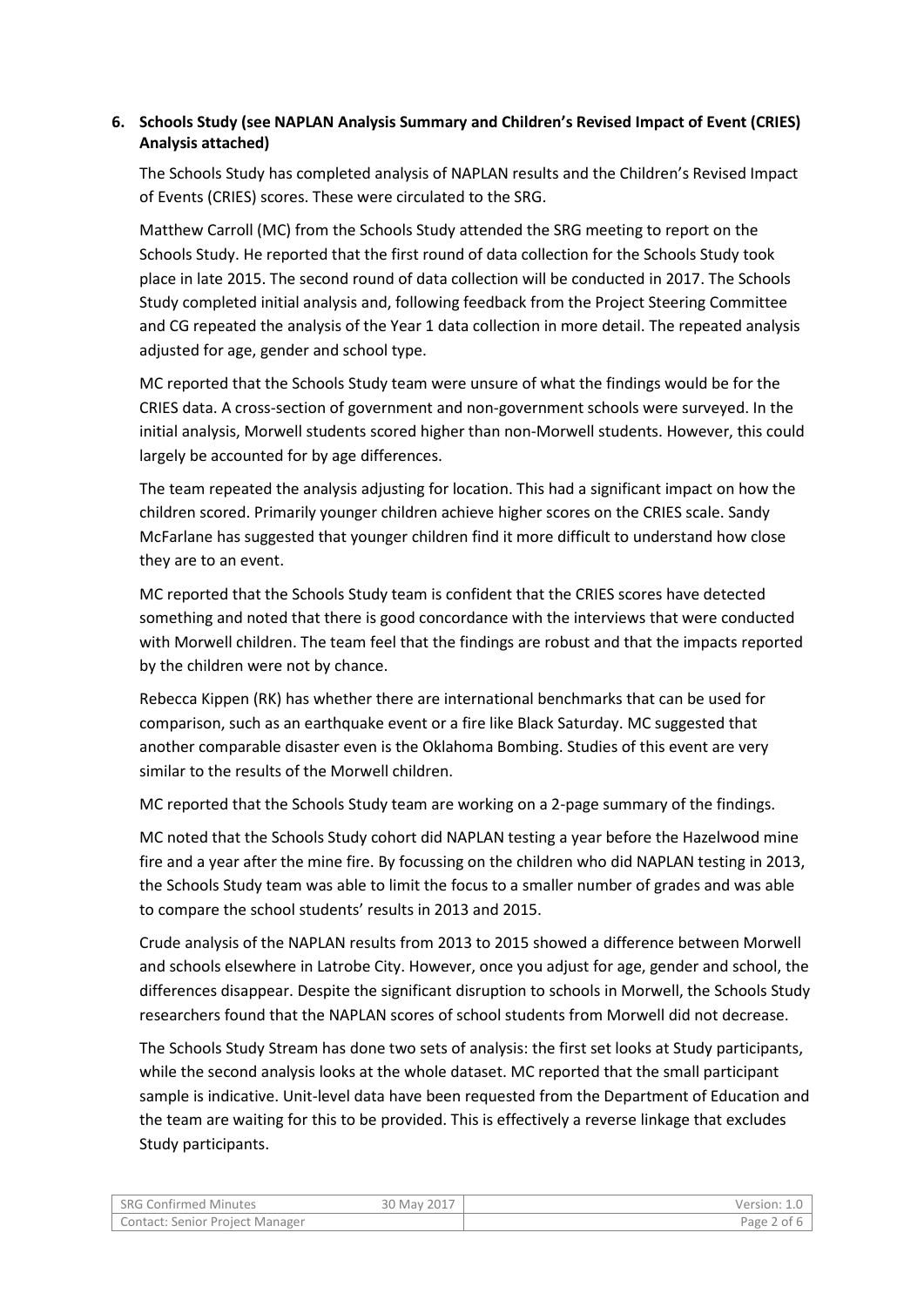**6. Schools Study (see NAPLAN Analysis Summary and Children's Revised Impact of Event (CRIES) Analysis attached)**

The Schools Study has completed analysis of NAPLAN results and the Children's Revised Impact of Events (CRIES) scores. These were circulated to the SRG.

Matthew Carroll (MC) from the Schools Study attended the SRG meeting to report on the Schools Study. He reported that the first round of data collection for the Schools Study took place in late 2015. The second round of data collection will be conducted in 2017. The Schools Study completed initial analysis and, following feedback from the Project Steering Committee and CG repeated the analysis of the Year 1 data collection in more detail. The repeated analysis adjusted for age, gender and school type.

MC reported that the Schools Study team were unsure of what the findings would be for the CRIES data. A cross-section of government and non-government schools were surveyed. In the initial analysis, Morwell students scored higher than non-Morwell students. However, this could largely be accounted for by age differences.

The team repeated the analysis adjusting for location. This had a significant impact on how the children scored. Primarily younger children achieve higher scores on the CRIES scale. Sandy McFarlane has suggested that younger children find it more difficult to understand how close they are to an event.

MC reported that the Schools Study team is confident that the CRIES scores have detected something and noted that there is good concordance with the interviews that were conducted with Morwell children. The team feel that the findings are robust and that the impacts reported by the children were not by chance.

Rebecca Kippen (RK) has whether there are international benchmarks that can be used for comparison, such as an earthquake event or a fire like Black Saturday. MC suggested that another comparable disaster even is the Oklahoma Bombing. Studies of this event are very similar to the results of the Morwell children.

MC reported that the Schools Study team are working on a 2-page summary of the findings.

MC noted that the Schools Study cohort did NAPLAN testing a year before the Hazelwood mine fire and a year after the mine fire. By focussing on the children who did NAPLAN testing in 2013, the Schools Study team was able to limit the focus to a smaller number of grades and was able to compare the school students' results in 2013 and 2015.

Crude analysis of the NAPLAN results from 2013 to 2015 showed a difference between Morwell and schools elsewhere in Latrobe City. However, once you adjust for age, gender and school, the differences disappear. Despite the significant disruption to schools in Morwell, the Schools Study researchers found that the NAPLAN scores of school students from Morwell did not decrease.

The Schools Study Stream has done two sets of analysis: the first set looks at Study participants, while the second analysis looks at the whole dataset. MC reported that the small participant sample is indicative. Unit-level data have been requested from the Department of Education and the team are waiting for this to be provided. This is effectively a reverse linkage that excludes Study participants.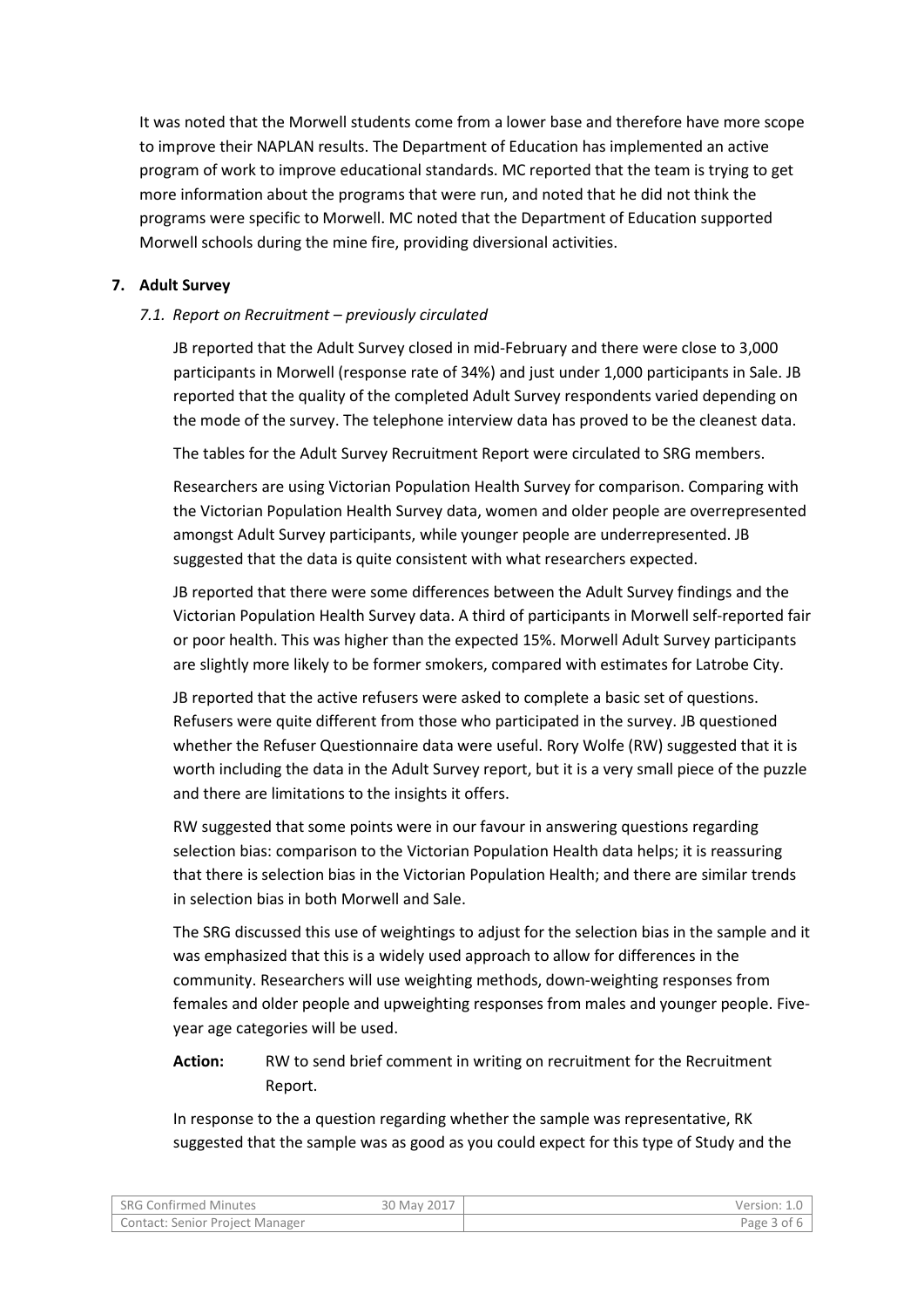It was noted that the Morwell students come from a lower base and therefore have more scope to improve their NAPLAN results. The Department of Education has implemented an active program of work to improve educational standards. MC reported that the team is trying to get more information about the programs that were run, and noted that he did not think the programs were specific to Morwell. MC noted that the Department of Education supported Morwell schools during the mine fire, providing diversional activities.

## 7. Adult Survey

### *7.1. Report on Recruitment – previously circulated*

JB reported that the Adult Survey closed in mid-February and there were close to 3,000 participants in Morwell (response rate of 34%) and just under 1,000 participants in Sale. JB reported that the quality of the completed Adult Survey respondents varied depending on the mode of the survey. The telephone interview data has proved to be the cleanest data.

The tables for the Adult Survey Recruitment Report were circulated to SRG members.

Researchers are using Victorian Population Health Survey for comparison. Comparing with the Victorian Population Health Survey data, women and older people are overrepresented amongst Adult Survey participants, while younger people are underrepresented. JB suggested that the data is quite consistent with what researchers expected.

JB reported that there were some differences between the Adult Survey findings and the Victorian Population Health Survey data. A third of participants in Morwell self-reported fair or poor health. This was higher than the expected 15%. Morwell Adult Survey participants are slightly more likely to be former smokers, compared with estimates for Latrobe City.

JB reported that the active refusers were asked to complete a basic set of questions. Refusers were quite different from those who participated in the survey. JB questioned whether the Refuser Questionnaire data were useful. Rory Wolfe (RW) suggested that it is worth including the data in the Adult Survey report, but it is a very small piece of the puzzle and there are limitations to the insights it offers.

RW suggested that some points were in our favour in answering questions regarding selection bias: comparison to the Victorian Population Health data helps; it is reassuring that there is selection bias in the Victorian Population Health; and there are similar trends in selection bias in both Morwell and Sale.

The SRG discussed this use of weightings to adjust for the selection bias in the sample and it was emphasized that this is a widely used approach to allow for differences in the community. Researchers will use weighting methods, down-weighting responses from females and older people and upweighting responses from males and younger people. Five-year age categories will be used.

**Action:** RW to send brief comment in writing on recruitment for the Recruitment Report.

In response to the a question regarding whether the sample was representative, RK suggested that the sample was as good as you could expect for this type of Study and the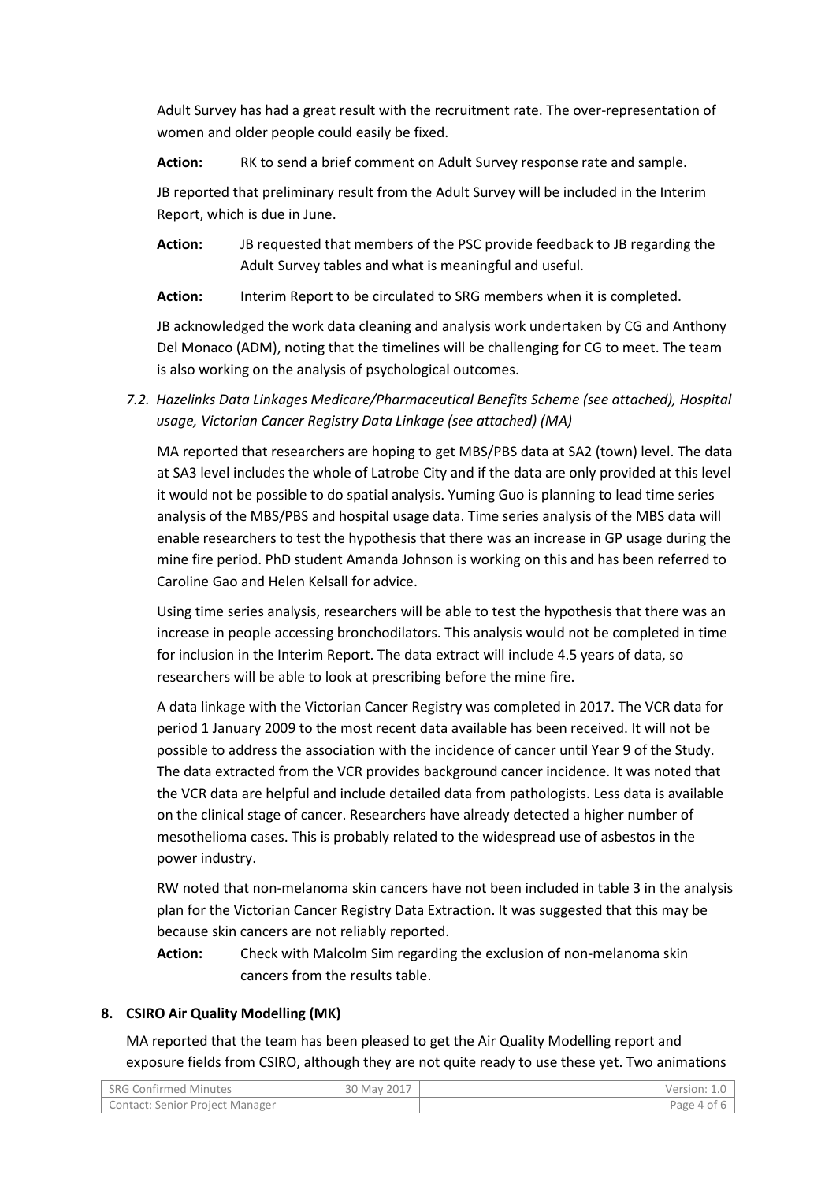Adult Survey has had a great result with the recruitment rate. The over-representation of women and older people could easily be fixed.

**Action:** RK to send a brief comment on Adult Survey response rate and sample.

JB reported that preliminary result from the Adult Survey will be included in the Interim Report, which is due in June.

**Action:** JB requested that members of the PSC provide feedback to JB regarding the Adult Survey tables and what is meaningful and useful.

**Action:** Interim Report to be circulated to SRG members when it is completed.

JB acknowledged the work data cleaning and analysis work undertaken by CG and Anthony Del Monaco (ADM), noting that the timelines will be challenging for CG to meet. The team is also working on the analysis of psychological outcomes.

*7.2. Hazelinks Data Linkages Medicare/Pharmaceutical Benefits Scheme (see attached), Hospital usage, Victorian Cancer Registry Data Linkage (see attached) (MA)*

MA reported that researchers are hoping to get MBS/PBS data at SA2 (town) level. The data at SA3 level includes the whole of Latrobe City and if the data are only provided at this level it would not be possible to do spatial analysis. Yuming Guo is planning to lead time series analysis of the MBS/PBS and hospital usage data. Time series analysis of the MBS data will enable researchers to test the hypothesis that there was an increase in GP usage during the mine fire period. PhD student Amanda Johnson is working on this and has been referred to Caroline Gao and Helen Kelsall for advice.

Using time series analysis, researchers will be able to test the hypothesis that there was an increase in people accessing bronchodilators. This analysis would not be completed in time for inclusion in the Interim Report. The data extract will include 4.5 years of data, so researchers will be able to look at prescribing before the mine fire.

A data linkage with the Victorian Cancer Registry was completed in 2017. The VCR data for period 1 January 2009 to the most recent data available has been received. It will not be possible to address the association with the incidence of cancer until Year 9 of the Study. The data extracted from the VCR provides background cancer incidence. It was noted that the VCR data are helpful and include detailed data from pathologists. Less data is available on the clinical stage of cancer. Researchers have already detected a higher number of mesothelioma cases. This is probably related to the widespread use of asbestos in the power industry.

RW noted that non-melanoma skin cancers have not been included in table 3 in the analysis plan for the Victorian Cancer Registry Data Extraction. It was suggested that this may be because skin cancers are not reliably reported.

**Action:** Check with Malcolm Sim regarding the exclusion of non-melanoma skin cancers from the results table.

**8. CSIRO Air Quality Modelling (MK)**

MA reported that the team has been pleased to get the Air Quality Modelling report and exposure fields from CSIRO, although they are not quite ready to use these yet. Two animations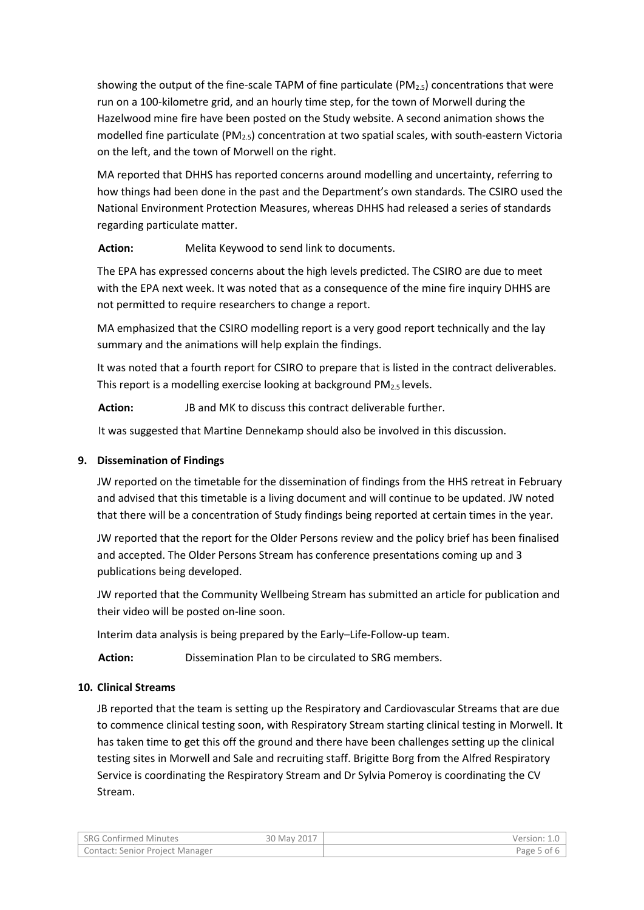showing the output of the fine-scale TAPM of fine particulate ($PM_{2.5}$) concentrations that were run on a 100-kilometre grid, and an hourly time step, for the town of Morwell during the Hazelwood mine fire have been posted on the Study website. A second animation shows the modelled fine particulate ($PM_{2.5}$) concentration at two spatial scales, with south-eastern Victoria on the left, and the town of Morwell on the right.

MA reported that DHHS has reported concerns around modelling and uncertainty, referring to how things had been done in the past and the Department's own standards. The CSIRO used the National Environment Protection Measures, whereas DHHS had released a series of standards regarding particulate matter.

**Action:** Melita Keywood to send link to documents.

The EPA has expressed concerns about the high levels predicted. The CSIRO are due to meet with the EPA next week. It was noted that as a consequence of the mine fire inquiry DHHS are not permitted to require researchers to change a report.

MA emphasized that the CSIRO modelling report is a very good report technically and the lay summary and the animations will help explain the findings.

It was noted that a fourth report for CSIRO to prepare that is listed in the contract deliverables. This report is a modelling exercise looking at background $PM_{2.5}$ levels.

**Action:** JB and MK to discuss this contract deliverable further.

It was suggested that Martine Dennekamp should also be involved in this discussion.

## 9. Dissemination of Findings

JW reported on the timetable for the dissemination of findings from the HHS retreat in February and advised that this timetable is a living document and will continue to be updated. JW noted that there will be a concentration of Study findings being reported at certain times in the year.

JW reported that the report for the Older Persons review and the policy brief has been finalised and accepted. The Older Persons Stream has conference presentations coming up and 3 publications being developed.

JW reported that the Community Wellbeing Stream has submitted an article for publication and their video will be posted on-line soon.

Interim data analysis is being prepared by the Early–Life-Follow-up team.

**Action:** Dissemination Plan to be circulated to SRG members.

## 10. Clinical Streams

JB reported that the team is setting up the Respiratory and Cardiovascular Streams that are due to commence clinical testing soon, with Respiratory Stream starting clinical testing in Morwell. It has taken time to get this off the ground and there have been challenges setting up the clinical testing sites in Morwell and Sale and recruiting staff. Brigitte Borg from the Alfred Respiratory Service is coordinating the Respiratory Stream and Dr Sylvia Pomeroy is coordinating the CV Stream.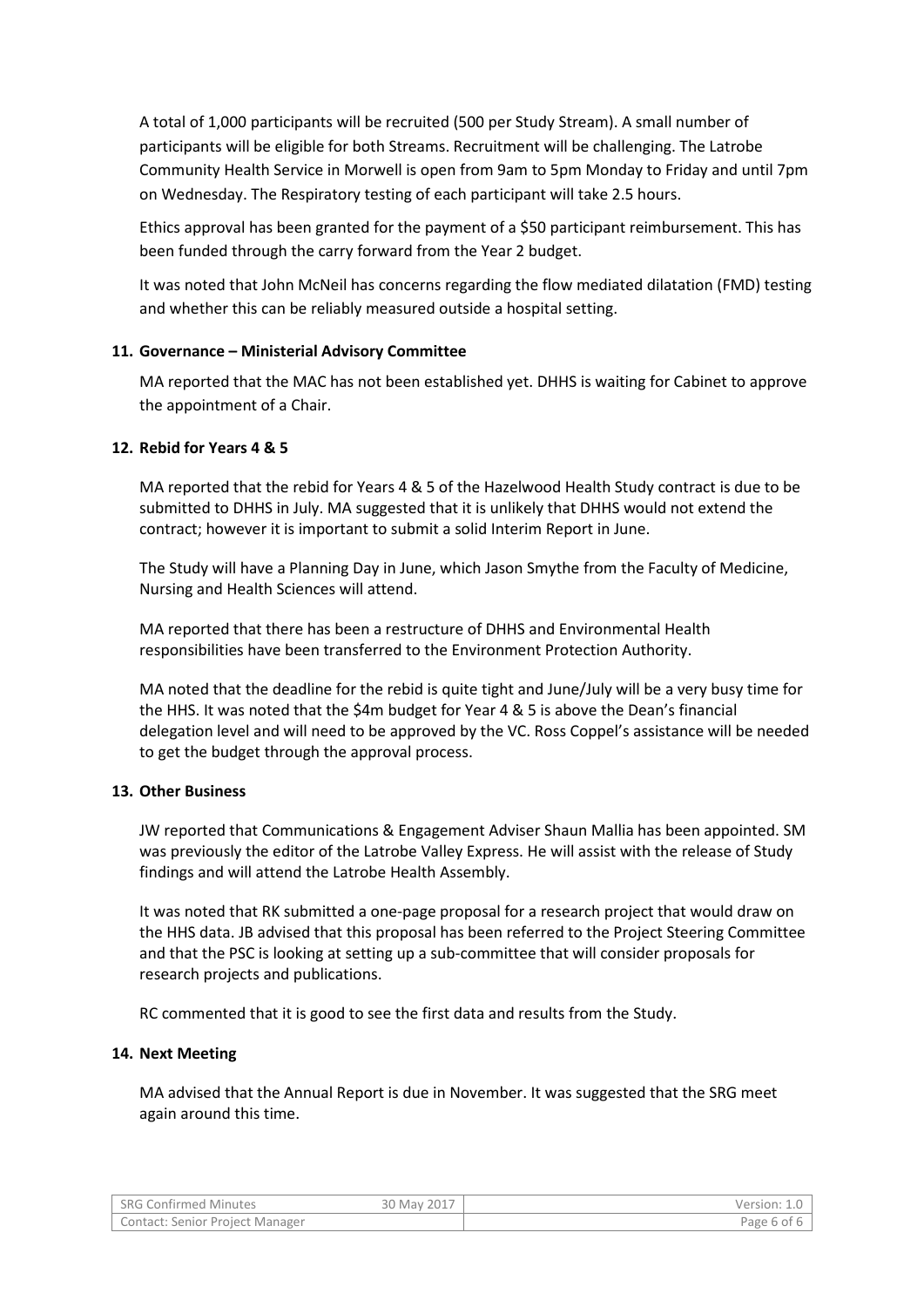A total of 1,000 participants will be recruited (500 per Study Stream). A small number of participants will be eligible for both Streams. Recruitment will be challenging. The Latrobe Community Health Service in Morwell is open from 9am to 5pm Monday to Friday and until 7pm on Wednesday. The Respiratory testing of each participant will take 2.5 hours.

Ethics approval has been granted for the payment of a $50 participant reimbursement. This has been funded through the carry forward from the Year 2 budget.

It was noted that John McNeil has concerns regarding the flow mediated dilatation (FMD) testing and whether this can be reliably measured outside a hospital setting.

**11. Governance – Ministerial Advisory Committee**

MA reported that the MAC has not been established yet. DHHS is waiting for Cabinet to approve the appointment of a Chair.

**12. Rebid for Years 4 & 5**

MA reported that the rebid for Years 4 & 5 of the Hazelwood Health Study contract is due to be submitted to DHHS in July. MA suggested that it is unlikely that DHHS would not extend the contract; however it is important to submit a solid Interim Report in June.

The Study will have a Planning Day in June, which Jason Smythe from the Faculty of Medicine, Nursing and Health Sciences will attend.

MA reported that there has been a restructure of DHHS and Environmental Health responsibilities have been transferred to the Environment Protection Authority.

MA noted that the deadline for the rebid is quite tight and June/July will be a very busy time for the HHS. It was noted that the $4m budget for Year 4 & 5 is above the Dean's financial delegation level and will need to be approved by the VC. Ross Coppel's assistance will be needed to get the budget through the approval process.

**13. Other Business**

JW reported that Communications & Engagement Adviser Shaun Mallia has been appointed. SM was previously the editor of the Latrobe Valley Express. He will assist with the release of Study findings and will attend the Latrobe Health Assembly.

It was noted that RK submitted a one-page proposal for a research project that would draw on the HHS data. JB advised that this proposal has been referred to the Project Steering Committee and that the PSC is looking at setting up a sub-committee that will consider proposals for research projects and publications.

RC commented that it is good to see the first data and results from the Study.

**14. Next Meeting**

MA advised that the Annual Report is due in November. It was suggested that the SRG meet again around this time.